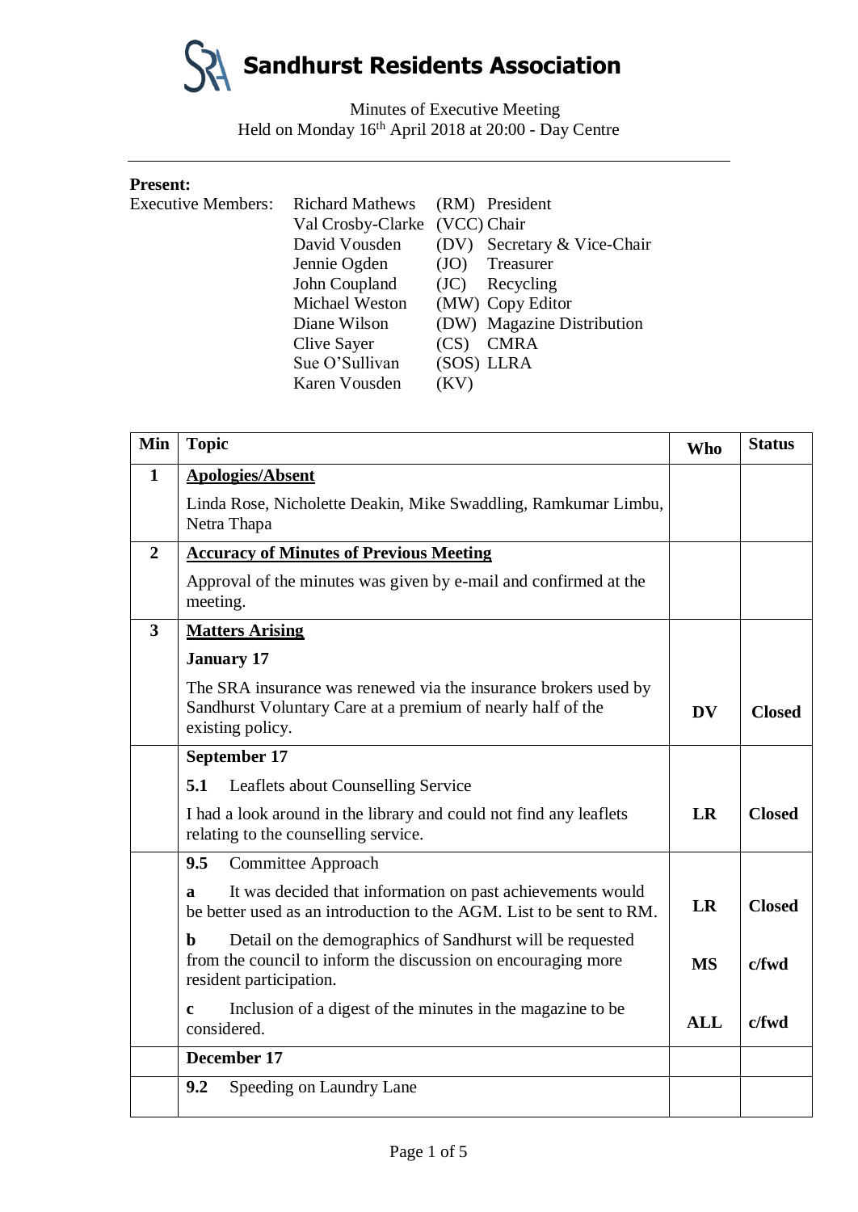# Sandhurst Residents Association

Minutes of Executive Meeting
Held on Monday 16th April 2018 at 20:00 - Day Centre

**Present:**

| | | | |
|---|---|---|---|
| Executive Members: | Richard Mathews | (RM) | President |
| | Val Crosby-Clarke | (VCC) | Chair |
| | David Vousden | (DV) | Secretary & Vice-Chair |
| | Jennie Ogden | (JO) | Treasurer |
| | John Coupland | (JC) | Recycling |
| | Michael Weston | (MW) | Copy Editor |
| | Diane Wilson | (DW) | Magazine Distribution |
| | Clive Sayer | (CS) | CMRA |
| | Sue O'Sullivan | (SOS) | LLRA |
| | Karen Vousden | (KV) | |

| Min | Topic | Who | Status |
|---|---|---|---|
| **1** | **Apologies/Absent**<br>Linda Rose, Nicholette Deakin, Mike Swaddling, Ramkumar Limbu, Netra Thapa | | |
| **2** | **Accuracy of Minutes of Previous Meeting**<br>Approval of the minutes was given by e-mail and confirmed at the meeting. | | |
| **3** | **Matters Arising**<br>**January 17**<br>The SRA insurance was renewed via the insurance brokers used by Sandhurst Voluntary Care at a premium of nearly half of the existing policy. | **DV** | **Closed** |
| | **September 17**<br>**5.1** Leaflets about Counselling Service<br>I had a look around in the library and could not find any leaflets relating to the counselling service. | **LR** | **Closed** |
| | **9.5** Committee Approach<br>**a** It was decided that information on past achievements would be better used as an introduction to the AGM. List to be sent to RM. | **LR** | **Closed** |
| | **b** Detail on the demographics of Sandhurst will be requested from the council to inform the discussion on encouraging more resident participation. | **MS** | **c/fwd** |
| | **c** Inclusion of a digest of the minutes in the magazine to be considered. | **ALL** | **c/fwd** |
| | **December 17** | | |
| | **9.2** Speeding on Laundry Lane | | |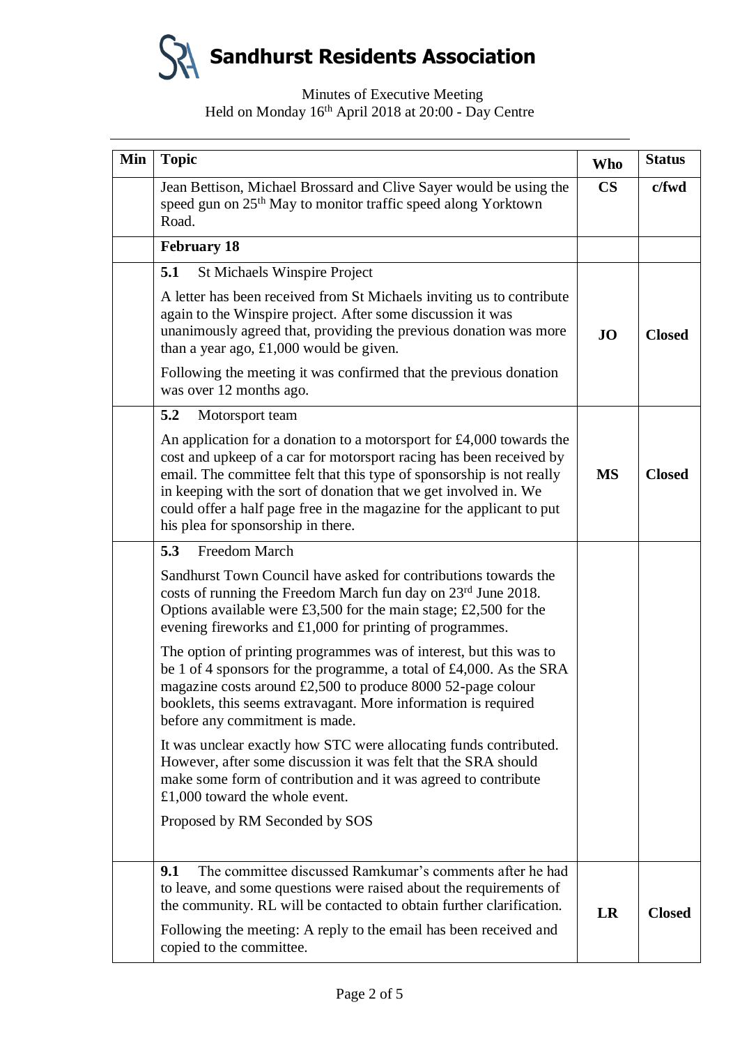# Sandhurst Residents Association

Minutes of Executive Meeting
Held on Monday 16th April 2018 at 20:00 - Day Centre

| Min | Topic | Who | Status |
|---|---|---|---|
| | Jean Bettison, Michael Brossard and Clive Sayer would be using the speed gun on 25th May to monitor traffic speed along Yorktown Road. | **CS** | **c/fwd** |
| | **February 18** | | |
| | **5.1** St Michaels Winspire Project<br><br>A letter has been received from St Michaels inviting us to contribute again to the Winspire project. After some discussion it was unanimously agreed that, providing the previous donation was more than a year ago, £1,000 would be given.<br><br>Following the meeting it was confirmed that the previous donation was over 12 months ago. | **JO** | **Closed** |
| | **5.2** Motorsport team<br><br>An application for a donation to a motorsport for £4,000 towards the cost and upkeep of a car for motorsport racing has been received by email. The committee felt that this type of sponsorship is not really in keeping with the sort of donation that we get involved in. We could offer a half page free in the magazine for the applicant to put his plea for sponsorship in there. | **MS** | **Closed** |
| | **5.3** Freedom March<br><br>Sandhurst Town Council have asked for contributions towards the costs of running the Freedom March fun day on 23rd June 2018. Options available were £3,500 for the main stage; £2,500 for the evening fireworks and £1,000 for printing of programmes.<br><br>The option of printing programmes was of interest, but this was to be 1 of 4 sponsors for the programme, a total of £4,000. As the SRA magazine costs around £2,500 to produce 8000 52-page colour booklets, this seems extravagant. More information is required before any commitment is made.<br><br>It was unclear exactly how STC were allocating funds contributed. However, after some discussion it was felt that the SRA should make some form of contribution and it was agreed to contribute £1,000 toward the whole event.<br><br>Proposed by RM Seconded by SOS | | |
| | **9.1** The committee discussed Ramkumar's comments after he had to leave, and some questions were raised about the requirements of the community. RL will be contacted to obtain further clarification.<br><br>Following the meeting: A reply to the email has been received and copied to the committee. | **LR** | **Closed** |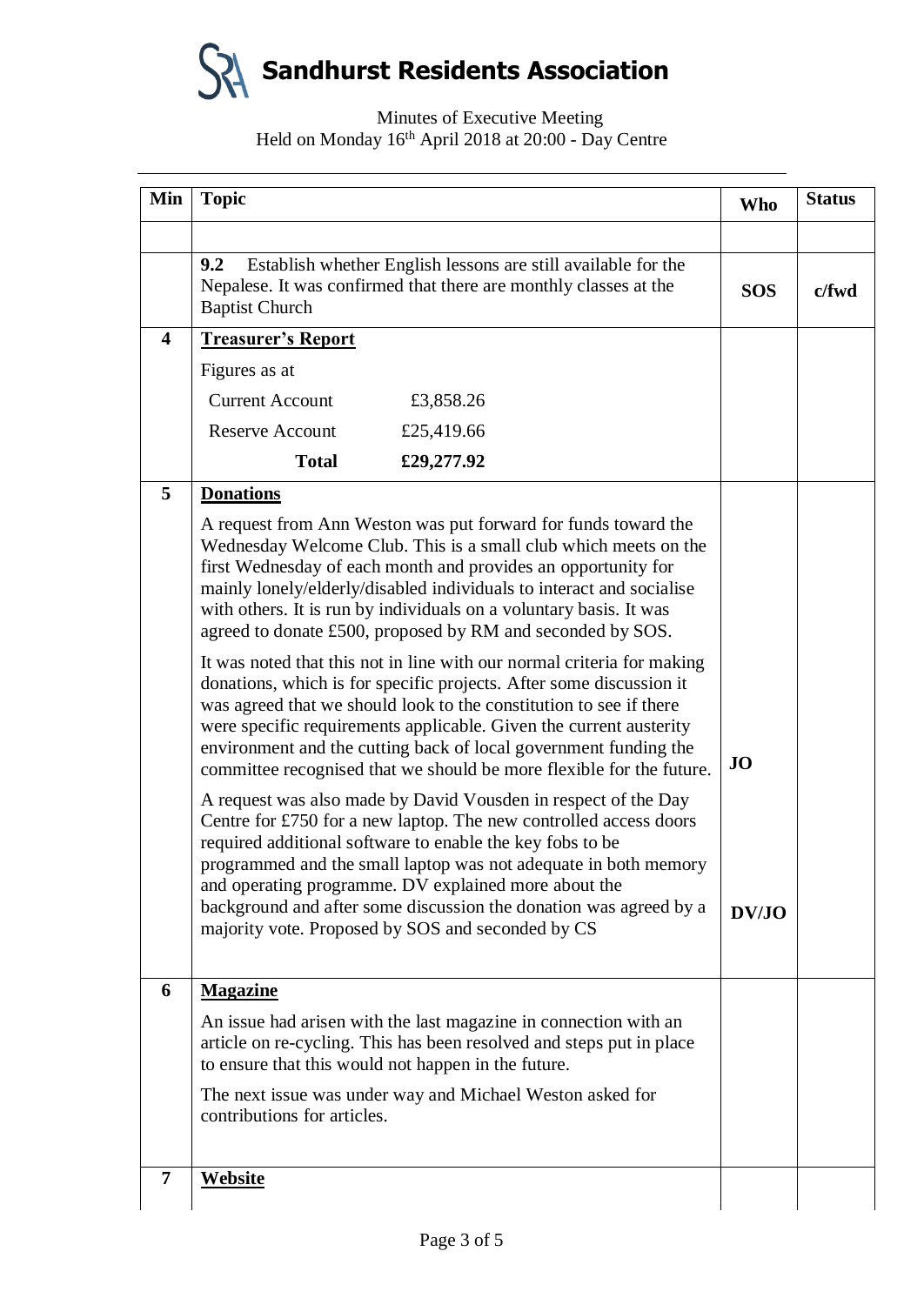# Sandhurst Residents Association

Minutes of Executive Meeting
Held on Monday 16th April 2018 at 20:00 - Day Centre

| Min | Topic | Who | Status |
|---|---|---|---|
| | | | |
| | **9.2** Establish whether English lessons are still available for the Nepalese. It was confirmed that there are monthly classes at the Baptist Church | **SOS** | **c/fwd** |
| **4** | **Treasurer's Report**<br>Figures as at<br>Current Account £3,858.26<br>Reserve Account £25,419.66<br>**Total £29,277.92** | | |
| **5** | **Donations**<br>A request from Ann Weston was put forward for funds toward the Wednesday Welcome Club. This is a small club which meets on the first Wednesday of each month and provides an opportunity for mainly lonely/elderly/disabled individuals to interact and socialise with others. It is run by individuals on a voluntary basis. It was agreed to donate £500, proposed by RM and seconded by SOS.<br>It was noted that this not in line with our normal criteria for making donations, which is for specific projects. After some discussion it was agreed that we should look to the constitution to see if there were specific requirements applicable. Given the current austerity environment and the cutting back of local government funding the committee recognised that we should be more flexible for the future. | **JO** | |
| | A request was also made by David Vousden in respect of the Day Centre for £750 for a new laptop. The new controlled access doors required additional software to enable the key fobs to be programmed and the small laptop was not adequate in both memory and operating programme. DV explained more about the background and after some discussion the donation was agreed by a majority vote. Proposed by SOS and seconded by CS | **DV/JO** | |
| **6** | **Magazine**<br>An issue had arisen with the last magazine in connection with an article on re-cycling. This has been resolved and steps put in place to ensure that this would not happen in the future.<br>The next issue was under way and Michael Weston asked for contributions for articles. | | |
| **7** | **Website** | | |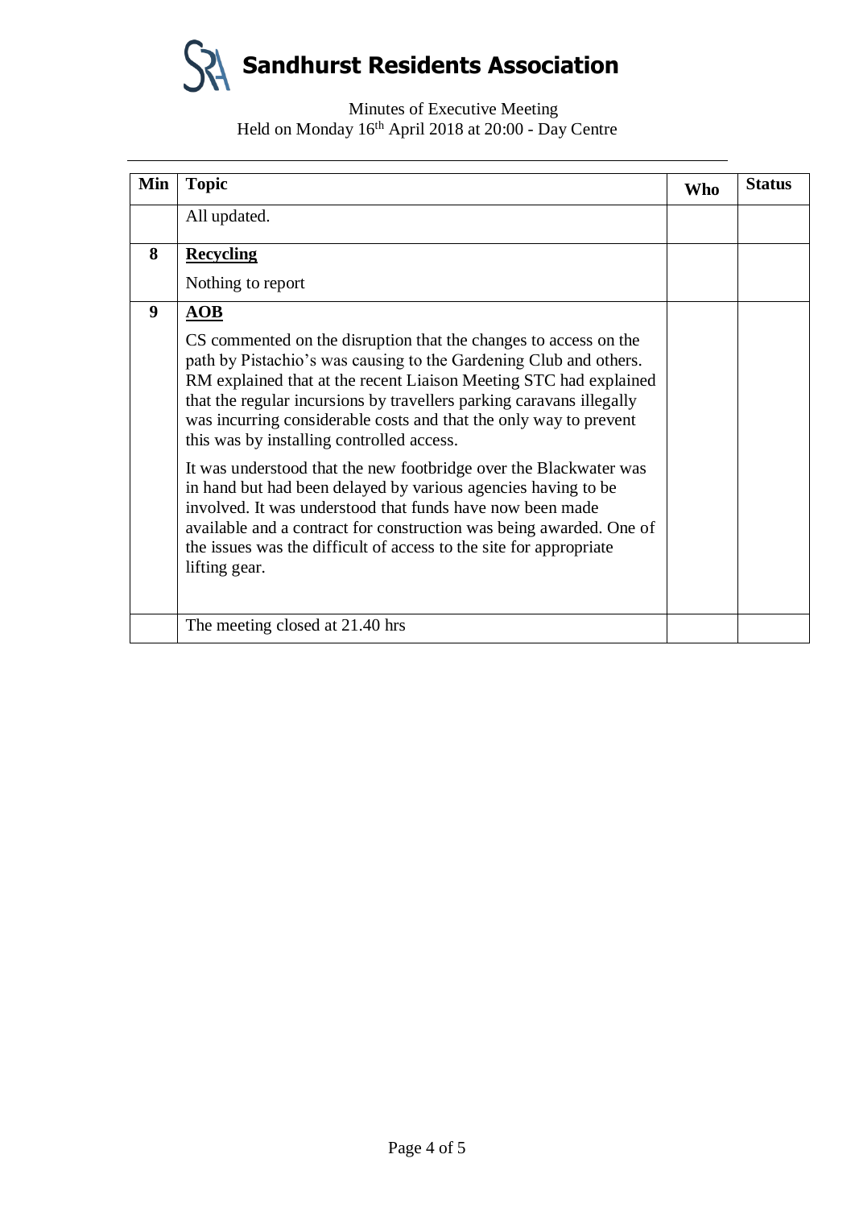# Sandhurst Residents Association

Minutes of Executive Meeting
Held on Monday 16th April 2018 at 20:00 - Day Centre

| Min | Topic | Who | Status |
|---|---|---|---|
| | All updated. | | |
| 8 | **Recycling**<br><br>Nothing to report | | |
| 9 | **AOB**<br><br>CS commented on the disruption that the changes to access on the path by Pistachio's was causing to the Gardening Club and others. RM explained that at the recent Liaison Meeting STC had explained that the regular incursions by travellers parking caravans illegally was incurring considerable costs and that the only way to prevent this was by installing controlled access.<br><br>It was understood that the new footbridge over the Blackwater was in hand but had been delayed by various agencies having to be involved. It was understood that funds have now been made available and a contract for construction was being awarded. One of the issues was the difficult of access to the site for appropriate lifting gear. | | |
| | The meeting closed at 21.40 hrs | | |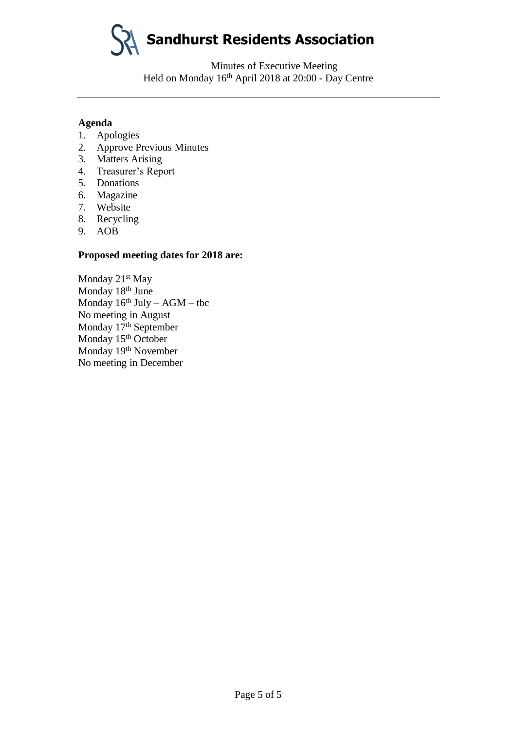# Sandhurst Residents Association

Minutes of Executive Meeting
Held on Monday 16th April 2018 at 20:00 - Day Centre

---

**Agenda**

1. Apologies
2. Approve Previous Minutes
3. Matters Arising
4. Treasurer's Report
5. Donations
6. Magazine
7. Website
8. Recycling
9. AOB

**Proposed meeting dates for 2018 are:**

Monday 21st May
Monday 18th June
Monday 16th July – AGM – tbc
No meeting in August
Monday 17th September
Monday 15th October
Monday 19th November
No meeting in December